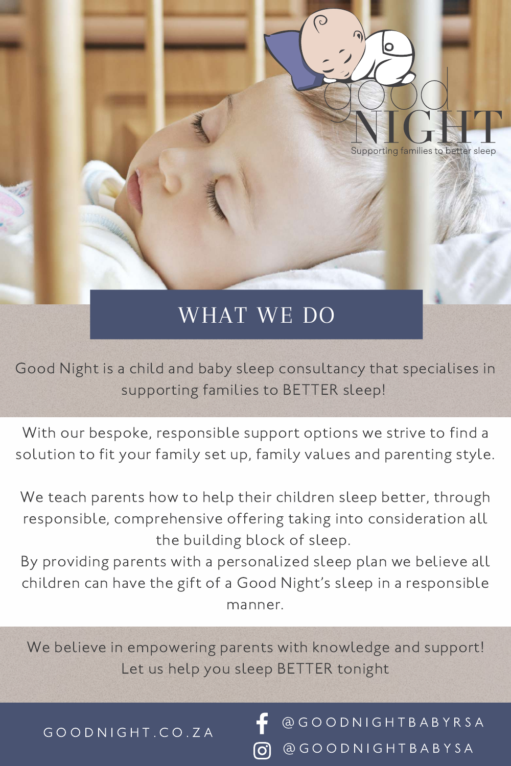Good Night

Supporting families to better sleep

## WHAT WE DO

Good Night is a child and baby sleep consultancy that specialises in supporting families to BETTER sleep!

With our bespoke, responsible support options we strive to find a solution to fit your family set up, family values and parenting style.

We teach parents how to help their children sleep better, through responsible, comprehensive offering taking into consideration all the building block of sleep.
By providing parents with a personalized sleep plan we believe all children can have the gift of a Good Night's sleep in a responsible manner.

We believe in empowering parents with knowledge and support!
Let us help you sleep BETTER tonight

GOODNIGHT.CO.ZA

@GOODNIGHTBABYRSA

@GOODNIGHTBABYSA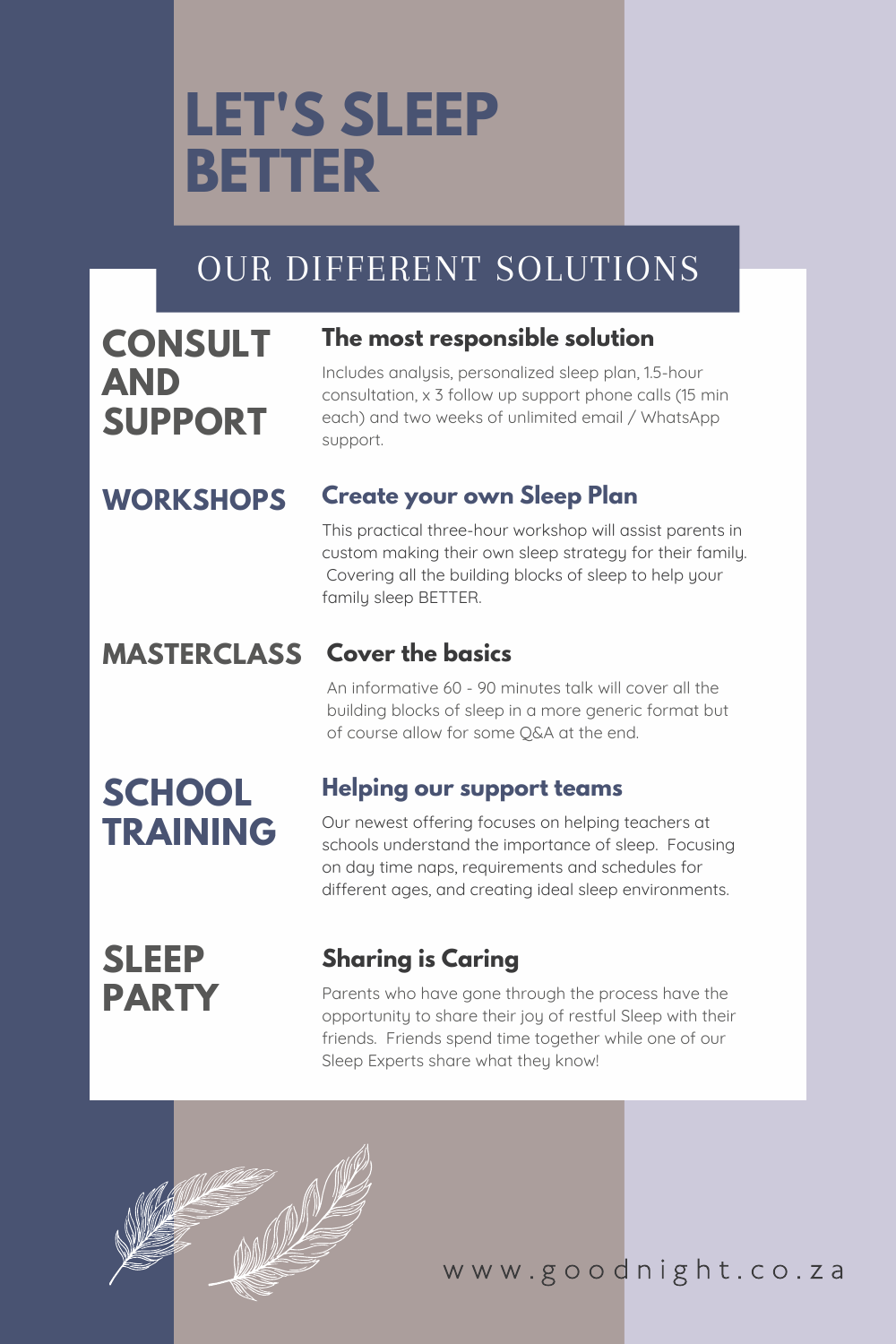# LET'S SLEEP BETTER

## OUR DIFFERENT SOLUTIONS

### CONSULT AND SUPPORT

**The most responsible solution**

Includes analysis, personalized sleep plan, 1.5-hour consultation, x 3 follow up support phone calls (15 min each) and two weeks of unlimited email / WhatsApp support.

### WORKSHOPS

**Create your own Sleep Plan**

This practical three-hour workshop will assist parents in custom making their own sleep strategy for their family. Covering all the building blocks of sleep to help your family sleep BETTER.

### MASTERCLASS

**Cover the basics**

An informative 60 - 90 minutes talk will cover all the building blocks of sleep in a more generic format but of course allow for some Q&A at the end.

### SCHOOL TRAINING

**Helping our support teams**

Our newest offering focuses on helping teachers at schools understand the importance of sleep. Focusing on day time naps, requirements and schedules for different ages, and creating ideal sleep environments.

### SLEEP PARTY

**Sharing is Caring**

Parents who have gone through the process have the opportunity to share their joy of restful Sleep with their friends. Friends spend time together while one of our Sleep Experts share what they know!

www.goodnight.co.za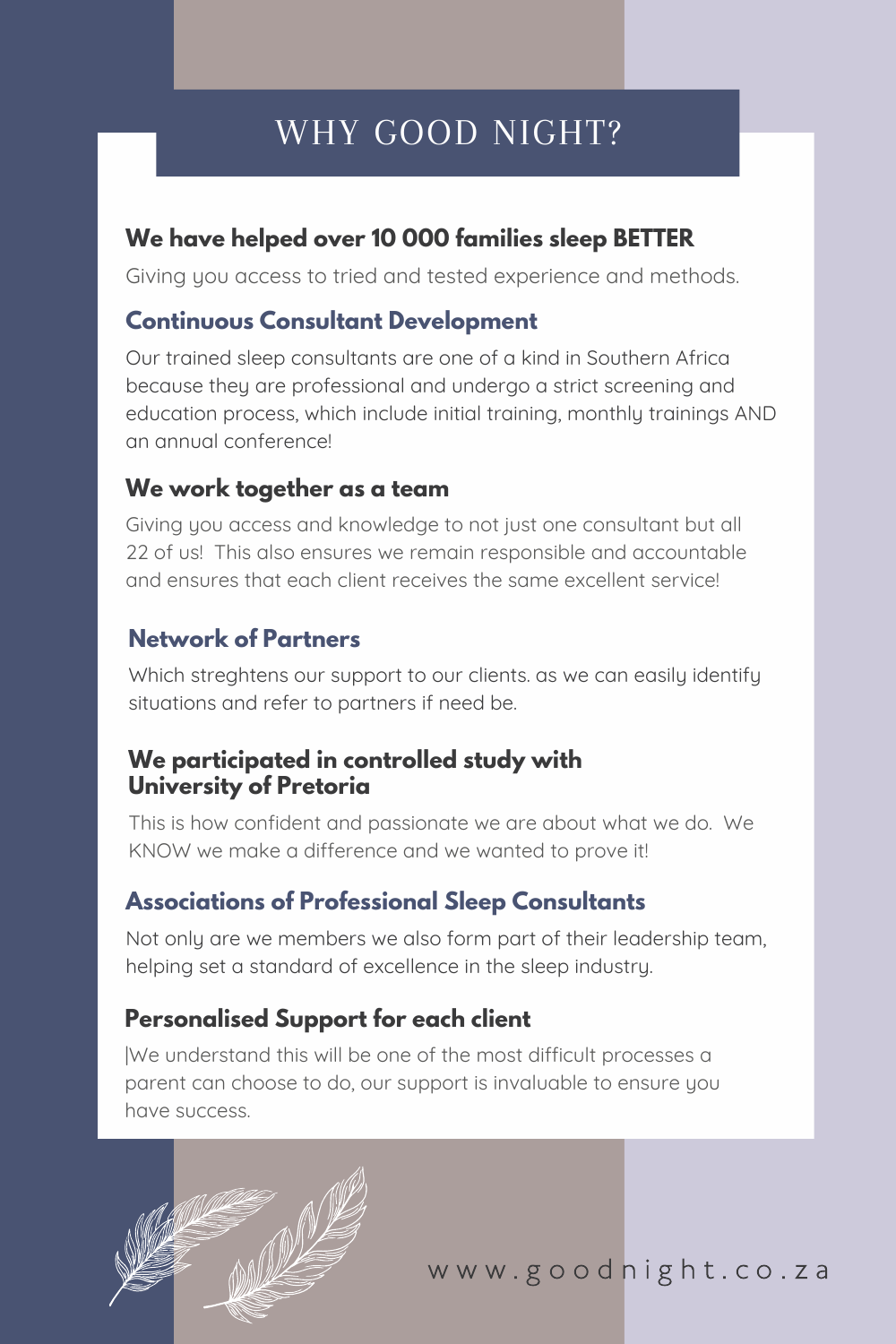# WHY GOOD NIGHT?

### We have helped over 10 000 families sleep BETTER

Giving you access to tried and tested experience and methods.

### Continuous Consultant Development

Our trained sleep consultants are one of a kind in Southern Africa because they are professional and undergo a strict screening and education process, which include initial training, monthly trainings AND an annual conference!

### We work together as a team

Giving you access and knowledge to not just one consultant but all 22 of us! This also ensures we remain responsible and accountable and ensures that each client receives the same excellent service!

### Network of Partners

Which streghtens our support to our clients. as we can easily identify situations and refer to partners if need be.

### We participated in controlled study with University of Pretoria

This is how confident and passionate we are about what we do. We KNOW we make a difference and we wanted to prove it!

### Associations of Professional Sleep Consultants

Not only are we members we also form part of their leadership team, helping set a standard of excellence in the sleep industry.

### Personalised Support for each client

|We understand this will be one of the most difficult processes a parent can choose to do, our support is invaluable to ensure you have success.

www.goodnight.co.za